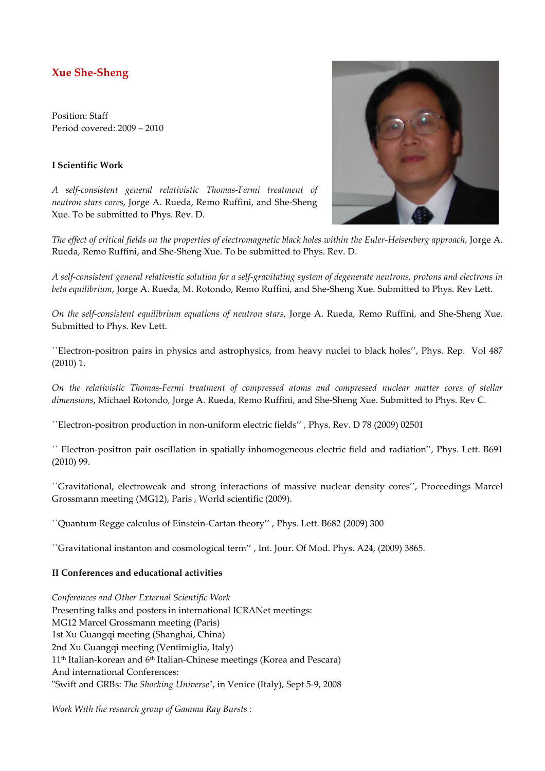## Xue She-Sheng

Position: Staff
Period covered: 2009 – 2010

### I Scientific Work

*A self-consistent general relativistic Thomas-Fermi treatment of neutron stars cores*, Jorge A. Rueda, Remo Ruffini, and She-Sheng Xue. To be submitted to Phys. Rev. D.

*The effect of critical fields on the properties of electromagnetic black holes within the Euler-Heisenberg approach*, Jorge A. Rueda, Remo Ruffini, and She-Sheng Xue. To be submitted to Phys. Rev. D.

*A self-consistent general relativistic solution for a self-gravitating system of degenerate neutrons, protons and electrons in beta equilibrium*, Jorge A. Rueda, M. Rotondo, Remo Ruffini, and She-Sheng Xue. Submitted to Phys. Rev Lett.

*On the self-consistent equilibrium equations of neutron stars*, Jorge A. Rueda, Remo Ruffini, and She-Sheng Xue. Submitted to Phys. Rev Lett.

``Electron-positron pairs in physics and astrophysics, from heavy nuclei to black holes'', Phys. Rep. Vol 487 (2010) 1.

*On the relativistic Thomas-Fermi treatment of compressed atoms and compressed nuclear matter cores of stellar dimensions*, Michael Rotondo, Jorge A. Rueda, Remo Ruffini, and She-Sheng Xue. Submitted to Phys. Rev C.

``Electron-positron production in non-uniform electric fields'' , Phys. Rev. D 78 (2009) 02501

`` Electron-positron pair oscillation in spatially inhomogeneous electric field and radiation'', Phys. Lett. B691 (2010) 99.

``Gravitational, electroweak and strong interactions of massive nuclear density cores'', Proceedings Marcel Grossmann meeting (MG12), Paris , World scientific (2009).

``Quantum Regge calculus of Einstein-Cartan theory'' , Phys. Lett. B682 (2009) 300

``Gravitational instanton and cosmological term'' , Int. Jour. Of Mod. Phys. A24, (2009) 3865.

### II Conferences and educational activities

*Conferences and Other External Scientific Work*
Presenting talks and posters in international ICRANet meetings:
MG12 Marcel Grossmann meeting (Paris)
1st Xu Guangqi meeting (Shanghai, China)
2nd Xu Guangqi meeting (Ventimiglia, Italy)
11$^{th}$ Italian-korean and 6$^{th}$ Italian-Chinese meetings (Korea and Pescara)
And international Conferences:
"Swift and GRBs: *The Shocking Universe*", in Venice (Italy), Sept 5-9, 2008

*Work With the research group of Gamma Ray Bursts :*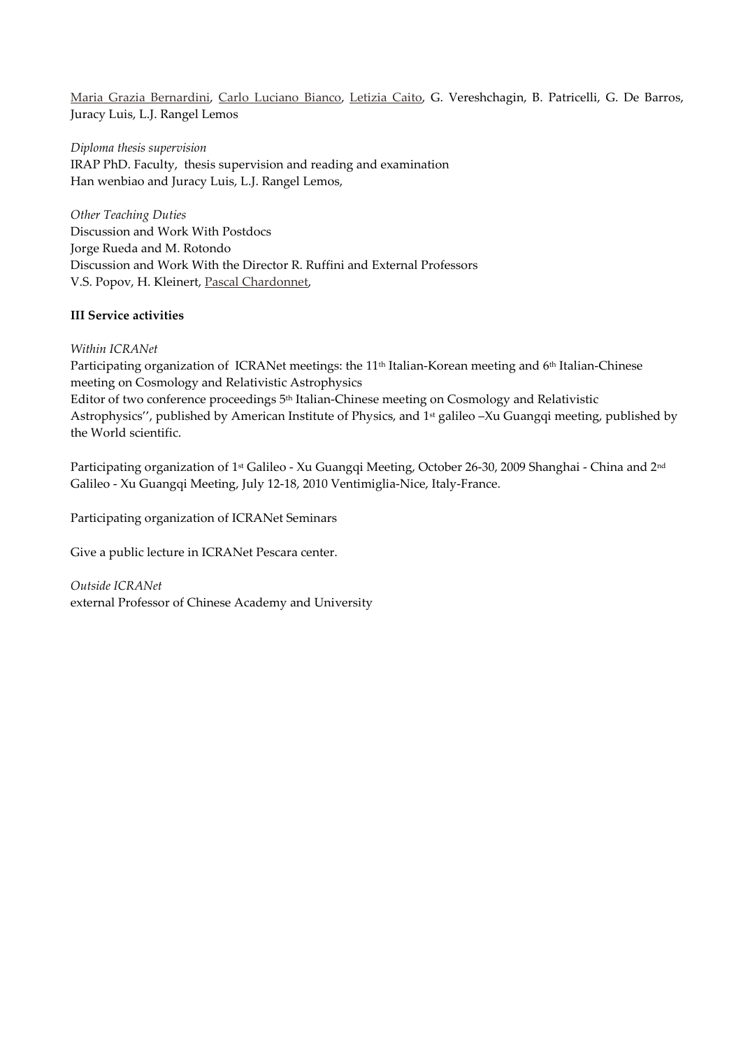Maria Grazia Bernardini, Carlo Luciano Bianco, Letizia Caito, G. Vereshchagin, B. Patricelli, G. De Barros, Juracy Luis, L.J. Rangel Lemos

*Diploma thesis supervision*
IRAP PhD. Faculty, thesis supervision and reading and examination
Han wenbiao and Juracy Luis, L.J. Rangel Lemos,

*Other Teaching Duties*
Discussion and Work With Postdocs
Jorge Rueda and M. Rotondo
Discussion and Work With the Director R. Ruffini and External Professors
V.S. Popov, H. Kleinert, Pascal Chardonnet,

**III Service activities**

*Within ICRANet*
Participating organization of ICRANet meetings: the 11th Italian-Korean meeting and 6th Italian-Chinese meeting on Cosmology and Relativistic Astrophysics
Editor of two conference proceedings 5th Italian-Chinese meeting on Cosmology and Relativistic Astrophysics'', published by American Institute of Physics, and 1st galileo –Xu Guangqi meeting, published by the World scientific.

Participating organization of 1st Galileo - Xu Guangqi Meeting, October 26-30, 2009 Shanghai - China and 2nd Galileo - Xu Guangqi Meeting, July 12-18, 2010 Ventimiglia-Nice, Italy-France.

Participating organization of ICRANet Seminars

Give a public lecture in ICRANet Pescara center.

*Outside ICRANet*
external Professor of Chinese Academy and University